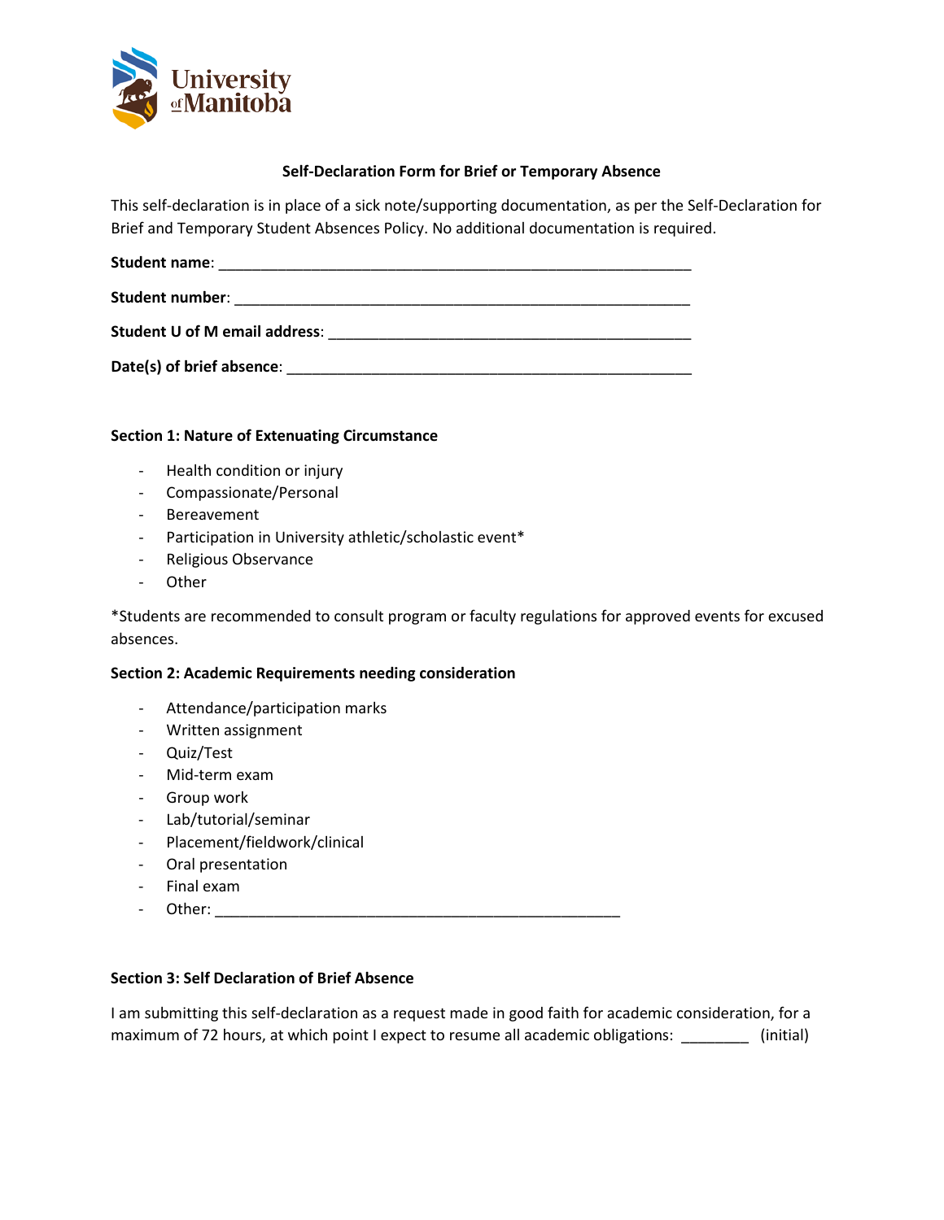University of Manitoba

**Self-Declaration Form for Brief or Temporary Absence**

This self-declaration is in place of a sick note/supporting documentation, as per the Self-Declaration for Brief and Temporary Student Absences Policy. No additional documentation is required.

**Student name**: ________________________________________________________

**Student number**: ______________________________________________________

**Student U of M email address**: ___________________________________________

**Date(s) of brief absence**: ________________________________________________

**Section 1: Nature of Extenuating Circumstance**

- Health condition or injury
- Compassionate/Personal
- Bereavement
- Participation in University athletic/scholastic event*
- Religious Observance
- Other

*Students are recommended to consult program or faculty regulations for approved events for excused absences.

**Section 2: Academic Requirements needing consideration**

- Attendance/participation marks
- Written assignment
- Quiz/Test
- Mid-term exam
- Group work
- Lab/tutorial/seminar
- Placement/fieldwork/clinical
- Oral presentation
- Final exam
- Other: ________________________________________________

**Section 3: Self Declaration of Brief Absence**

I am submitting this self-declaration as a request made in good faith for academic consideration, for a maximum of 72 hours, at which point I expect to resume all academic obligations: ________ (initial)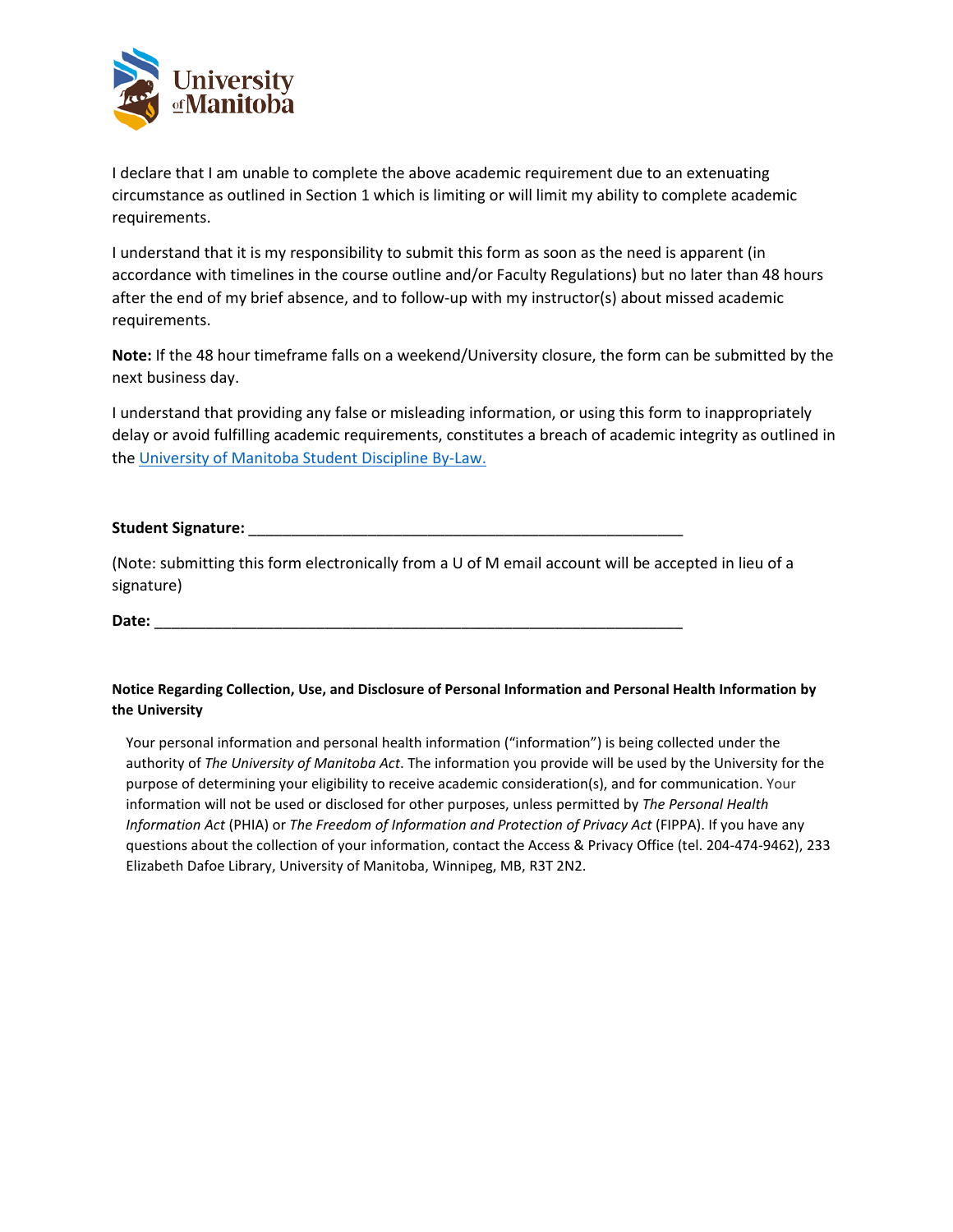I declare that I am unable to complete the above academic requirement due to an extenuating circumstance as outlined in Section 1 which is limiting or will limit my ability to complete academic requirements.

I understand that it is my responsibility to submit this form as soon as the need is apparent (in accordance with timelines in the course outline and/or Faculty Regulations) but no later than 48 hours after the end of my brief absence, and to follow-up with my instructor(s) about missed academic requirements.

**Note:** If the 48 hour timeframe falls on a weekend/University closure, the form can be submitted by the next business day.

I understand that providing any false or misleading information, or using this form to inappropriately delay or avoid fulfilling academic requirements, constitutes a breach of academic integrity as outlined in the University of Manitoba Student Discipline By-Law.

**Student Signature:** ____________________________________________________

(Note: submitting this form electronically from a U of M email account will be accepted in lieu of a signature)

**Date:** ______________________________________________________________

**Notice Regarding Collection, Use, and Disclosure of Personal Information and Personal Health Information by the University**

Your personal information and personal health information ("information") is being collected under the authority of *The University of Manitoba Act*. The information you provide will be used by the University for the purpose of determining your eligibility to receive academic consideration(s), and for communication. Your information will not be used or disclosed for other purposes, unless permitted by *The Personal Health Information Act* (PHIA) or *The Freedom of Information and Protection of Privacy Act* (FIPPA). If you have any questions about the collection of your information, contact the Access & Privacy Office (tel. 204-474-9462), 233 Elizabeth Dafoe Library, University of Manitoba, Winnipeg, MB, R3T 2N2.